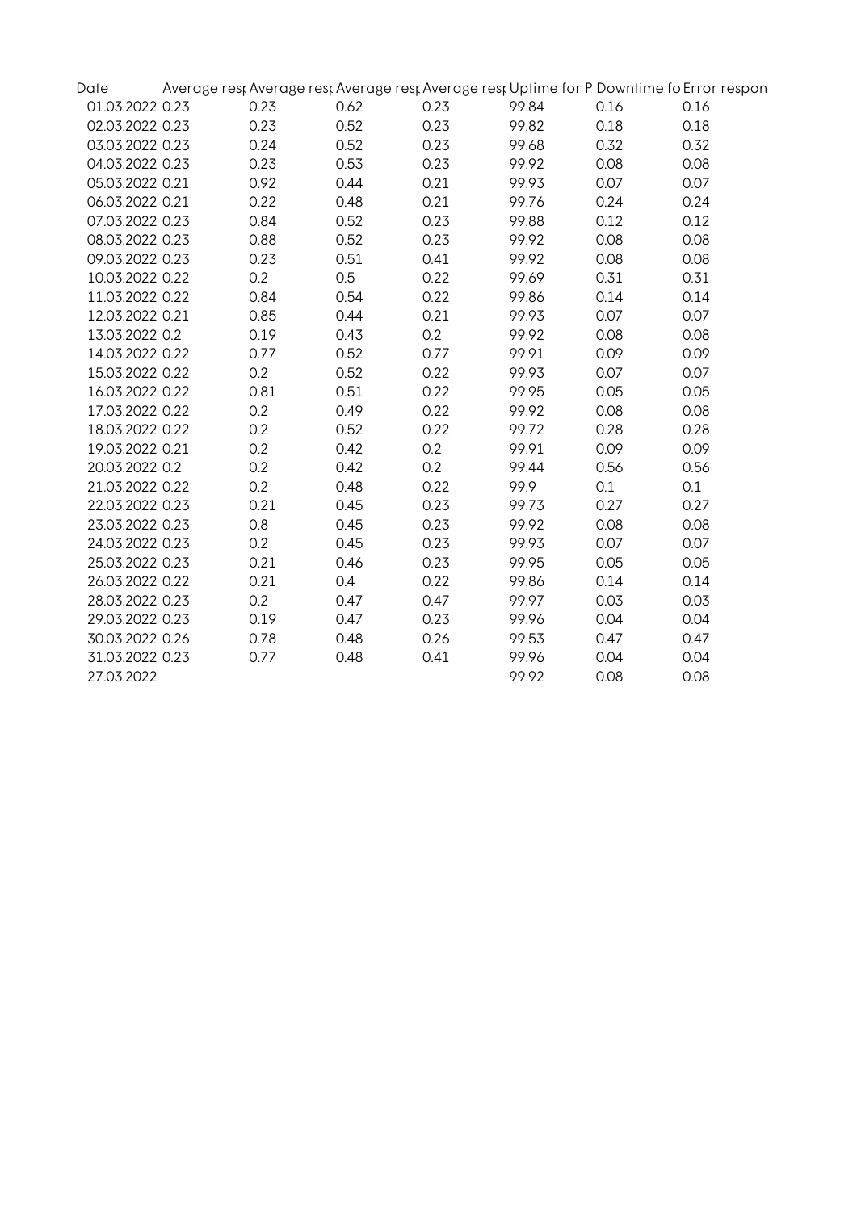| Date | Average resp | Average resp | Average resp | Average resp | Uptime for P | Downtime fo | Error respon |
|---|---|---|---|---|---|---|---|
| 01.03.2022 | 0.23 | 0.23 | 0.62 | 0.23 | 99.84 | 0.16 | 0.16 |
| 02.03.2022 | 0.23 | 0.23 | 0.52 | 0.23 | 99.82 | 0.18 | 0.18 |
| 03.03.2022 | 0.23 | 0.24 | 0.52 | 0.23 | 99.68 | 0.32 | 0.32 |
| 04.03.2022 | 0.23 | 0.23 | 0.53 | 0.23 | 99.92 | 0.08 | 0.08 |
| 05.03.2022 | 0.21 | 0.92 | 0.44 | 0.21 | 99.93 | 0.07 | 0.07 |
| 06.03.2022 | 0.21 | 0.22 | 0.48 | 0.21 | 99.76 | 0.24 | 0.24 |
| 07.03.2022 | 0.23 | 0.84 | 0.52 | 0.23 | 99.88 | 0.12 | 0.12 |
| 08.03.2022 | 0.23 | 0.88 | 0.52 | 0.23 | 99.92 | 0.08 | 0.08 |
| 09.03.2022 | 0.23 | 0.23 | 0.51 | 0.41 | 99.92 | 0.08 | 0.08 |
| 10.03.2022 | 0.22 | 0.2 | 0.5 | 0.22 | 99.69 | 0.31 | 0.31 |
| 11.03.2022 | 0.22 | 0.84 | 0.54 | 0.22 | 99.86 | 0.14 | 0.14 |
| 12.03.2022 | 0.21 | 0.85 | 0.44 | 0.21 | 99.93 | 0.07 | 0.07 |
| 13.03.2022 | 0.2 | 0.19 | 0.43 | 0.2 | 99.92 | 0.08 | 0.08 |
| 14.03.2022 | 0.22 | 0.77 | 0.52 | 0.77 | 99.91 | 0.09 | 0.09 |
| 15.03.2022 | 0.22 | 0.2 | 0.52 | 0.22 | 99.93 | 0.07 | 0.07 |
| 16.03.2022 | 0.22 | 0.81 | 0.51 | 0.22 | 99.95 | 0.05 | 0.05 |
| 17.03.2022 | 0.22 | 0.2 | 0.49 | 0.22 | 99.92 | 0.08 | 0.08 |
| 18.03.2022 | 0.22 | 0.2 | 0.52 | 0.22 | 99.72 | 0.28 | 0.28 |
| 19.03.2022 | 0.21 | 0.2 | 0.42 | 0.2 | 99.91 | 0.09 | 0.09 |
| 20.03.2022 | 0.2 | 0.2 | 0.42 | 0.2 | 99.44 | 0.56 | 0.56 |
| 21.03.2022 | 0.22 | 0.2 | 0.48 | 0.22 | 99.9 | 0.1 | 0.1 |
| 22.03.2022 | 0.23 | 0.21 | 0.45 | 0.23 | 99.73 | 0.27 | 0.27 |
| 23.03.2022 | 0.23 | 0.8 | 0.45 | 0.23 | 99.92 | 0.08 | 0.08 |
| 24.03.2022 | 0.23 | 0.2 | 0.45 | 0.23 | 99.93 | 0.07 | 0.07 |
| 25.03.2022 | 0.23 | 0.21 | 0.46 | 0.23 | 99.95 | 0.05 | 0.05 |
| 26.03.2022 | 0.22 | 0.21 | 0.4 | 0.22 | 99.86 | 0.14 | 0.14 |
| 28.03.2022 | 0.23 | 0.2 | 0.47 | 0.47 | 99.97 | 0.03 | 0.03 |
| 29.03.2022 | 0.23 | 0.19 | 0.47 | 0.23 | 99.96 | 0.04 | 0.04 |
| 30.03.2022 | 0.26 | 0.78 | 0.48 | 0.26 | 99.53 | 0.47 | 0.47 |
| 31.03.2022 | 0.23 | 0.77 | 0.48 | 0.41 | 99.96 | 0.04 | 0.04 |
| 27.03.2022 | | | | | 99.92 | 0.08 | 0.08 |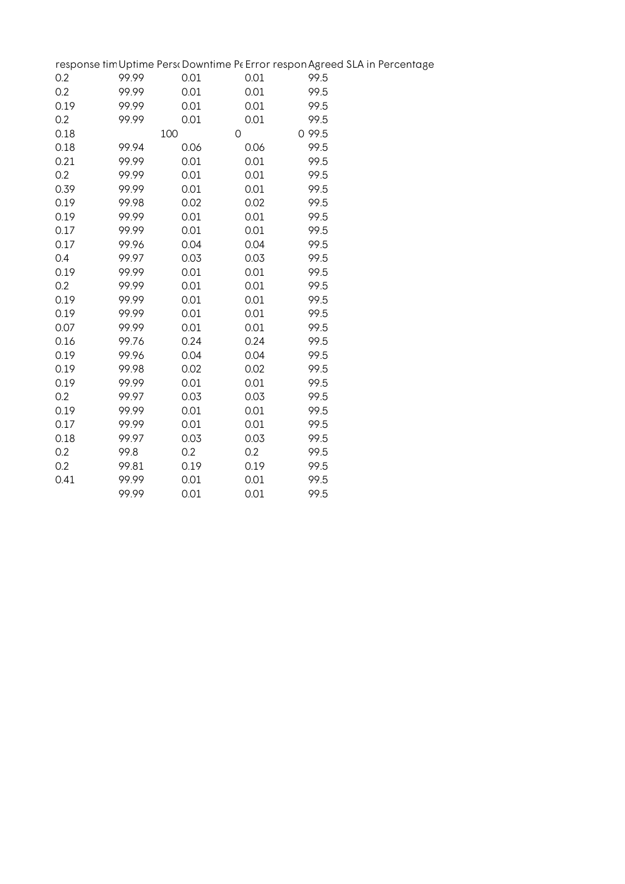| response tim | Uptime Pers | Downtime Pe | Error respon | Agreed SLA in Percentage |
|---|---|---|---|---|
| 0.2 | 99.99 | 0.01 | 0.01 | 99.5 |
| 0.2 | 99.99 | 0.01 | 0.01 | 99.5 |
| 0.19 | 99.99 | 0.01 | 0.01 | 99.5 |
| 0.2 | 99.99 | 0.01 | 0.01 | 99.5 |
| 0.18 | 100 | 0 | 0 | 99.5 |
| 0.18 | 99.94 | 0.06 | 0.06 | 99.5 |
| 0.21 | 99.99 | 0.01 | 0.01 | 99.5 |
| 0.2 | 99.99 | 0.01 | 0.01 | 99.5 |
| 0.39 | 99.99 | 0.01 | 0.01 | 99.5 |
| 0.19 | 99.98 | 0.02 | 0.02 | 99.5 |
| 0.19 | 99.99 | 0.01 | 0.01 | 99.5 |
| 0.17 | 99.99 | 0.01 | 0.01 | 99.5 |
| 0.17 | 99.96 | 0.04 | 0.04 | 99.5 |
| 0.4 | 99.97 | 0.03 | 0.03 | 99.5 |
| 0.19 | 99.99 | 0.01 | 0.01 | 99.5 |
| 0.2 | 99.99 | 0.01 | 0.01 | 99.5 |
| 0.19 | 99.99 | 0.01 | 0.01 | 99.5 |
| 0.19 | 99.99 | 0.01 | 0.01 | 99.5 |
| 0.07 | 99.99 | 0.01 | 0.01 | 99.5 |
| 0.16 | 99.76 | 0.24 | 0.24 | 99.5 |
| 0.19 | 99.96 | 0.04 | 0.04 | 99.5 |
| 0.19 | 99.98 | 0.02 | 0.02 | 99.5 |
| 0.19 | 99.99 | 0.01 | 0.01 | 99.5 |
| 0.2 | 99.97 | 0.03 | 0.03 | 99.5 |
| 0.19 | 99.99 | 0.01 | 0.01 | 99.5 |
| 0.17 | 99.99 | 0.01 | 0.01 | 99.5 |
| 0.18 | 99.97 | 0.03 | 0.03 | 99.5 |
| 0.2 | 99.8 | 0.2 | 0.2 | 99.5 |
| 0.2 | 99.81 | 0.19 | 0.19 | 99.5 |
| 0.41 | 99.99 | 0.01 | 0.01 | 99.5 |
| | 99.99 | 0.01 | 0.01 | 99.5 |